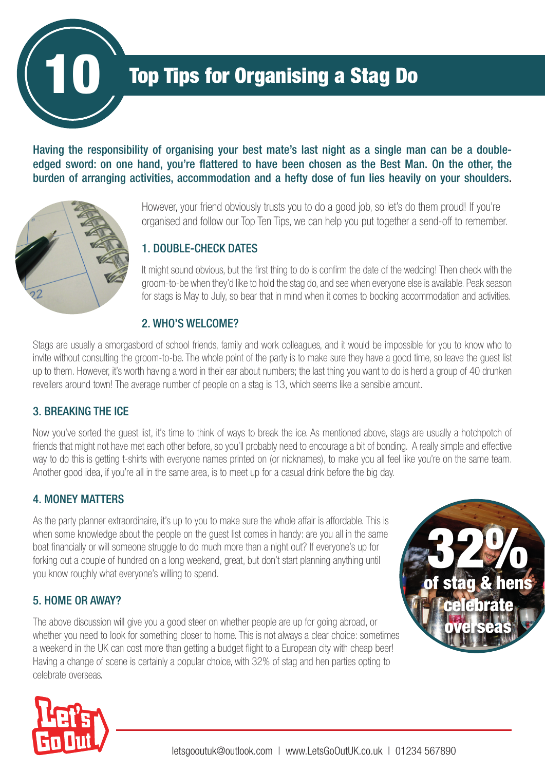# 10 Top Tips for Organising a Stag Do

**Having the responsibility of organising your best mate's last night as a single man can be a double-edged sword: on one hand, you're flattered to have been chosen as the Best Man. On the other, the burden of arranging activities, accommodation and a hefty dose of fun lies heavily on your shoulders.**

However, your friend obviously trusts you to do a good job, so let's do them proud! If you're organised and follow our Top Ten Tips, we can help you put together a send-off to remember.

## 1. DOUBLE-CHECK DATES

It might sound obvious, but the first thing to do is confirm the date of the wedding! Then check with the groom-to-be when they'd like to hold the stag do, and see when everyone else is available. Peak season for stags is May to July, so bear that in mind when it comes to booking accommodation and activities.

## 2. WHO'S WELCOME?

Stags are usually a smorgasbord of school friends, family and work colleagues, and it would be impossible for you to know who to invite without consulting the groom-to-be. The whole point of the party is to make sure they have a good time, so leave the guest list up to them. However, it's worth having a word in their ear about numbers; the last thing you want to do is herd a group of 40 drunken revellers around town! The average number of people on a stag is 13, which seems like a sensible amount.

## 3. BREAKING THE ICE

Now you've sorted the guest list, it's time to think of ways to break the ice. As mentioned above, stags are usually a hotchpotch of friends that might not have met each other before, so you'll probably need to encourage a bit of bonding. A really simple and effective way to do this is getting t-shirts with everyone names printed on (or nicknames), to make you all feel like you're on the same team. Another good idea, if you're all in the same area, is to meet up for a casual drink before the big day.

## 4. MONEY MATTERS

As the party planner extraordinaire, it's up to you to make sure the whole affair is affordable. This is when some knowledge about the people on the guest list comes in handy: are you all in the same boat financially or will someone struggle to do much more than a night out? If everyone's up for forking out a couple of hundred on a long weekend, great, but don't start planning anything until you know roughly what everyone's willing to spend.

## 5. HOME OR AWAY?

The above discussion will give you a good steer on whether people are up for going abroad, or whether you need to look for something closer to home. This is not always a clear choice: sometimes a weekend in the UK can cost more than getting a budget flight to a European city with cheap beer! Having a change of scene is certainly a popular choice, with 32% of stag and hen parties opting to celebrate overseas.

**32% of stag & hens celebrate overseas**

letsgooutuk@outlook.com | www.LetsGoOutUK.co.uk | 01234 567890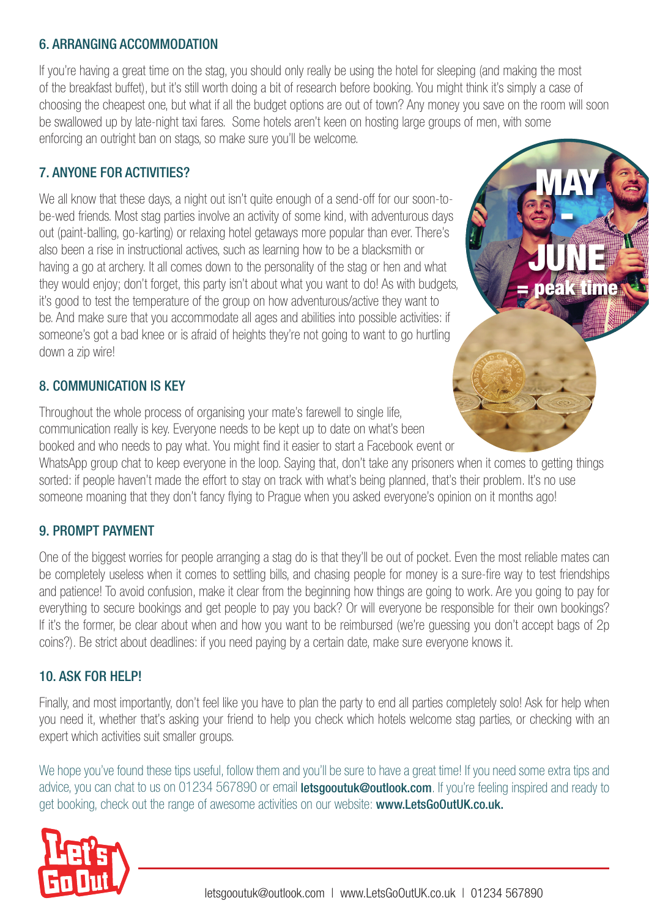## 6. ARRANGING ACCOMMODATION

If you're having a great time on the stag, you should only really be using the hotel for sleeping (and making the most of the breakfast buffet), but it's still worth doing a bit of research before booking. You might think it's simply a case of choosing the cheapest one, but what if all the budget options are out of town? Any money you save on the room will soon be swallowed up by late-night taxi fares. Some hotels aren't keen on hosting large groups of men, with some enforcing an outright ban on stags, so make sure you'll be welcome.

## 7. ANYONE FOR ACTIVITIES?

We all know that these days, a night out isn't quite enough of a send-off for our soon-to-be-wed friends. Most stag parties involve an activity of some kind, with adventurous days out (paint-balling, go-karting) or relaxing hotel getaways more popular than ever. There's also been a rise in instructional actives, such as learning how to be a blacksmith or having a go at archery. It all comes down to the personality of the stag or hen and what they would enjoy; don't forget, this party isn't about what you want to do! As with budgets, it's good to test the temperature of the group on how adventurous/active they want to be. And make sure that you accommodate all ages and abilities into possible activities: if someone's got a bad knee or is afraid of heights they're not going to want to go hurtling down a zip wire!

MAY - JUNE = peak time

## 8. COMMUNICATION IS KEY

Throughout the whole process of organising your mate's farewell to single life, communication really is key. Everyone needs to be kept up to date on what's been booked and who needs to pay what. You might find it easier to start a Facebook event or WhatsApp group chat to keep everyone in the loop. Saying that, don't take any prisoners when it comes to getting things sorted: if people haven't made the effort to stay on track with what's being planned, that's their problem. It's no use someone moaning that they don't fancy flying to Prague when you asked everyone's opinion on it months ago!

## 9. PROMPT PAYMENT

One of the biggest worries for people arranging a stag do is that they'll be out of pocket. Even the most reliable mates can be completely useless when it comes to settling bills, and chasing people for money is a sure-fire way to test friendships and patience! To avoid confusion, make it clear from the beginning how things are going to work. Are you going to pay for everything to secure bookings and get people to pay you back? Or will everyone be responsible for their own bookings? If it's the former, be clear about when and how you want to be reimbursed (we're guessing you don't accept bags of 2p coins?). Be strict about deadlines: if you need paying by a certain date, make sure everyone knows it.

## 10. ASK FOR HELP!

Finally, and most importantly, don't feel like you have to plan the party to end all parties completely solo! Ask for help when you need it, whether that's asking your friend to help you check which hotels welcome stag parties, or checking with an expert which activities suit smaller groups.

We hope you've found these tips useful, follow them and you'll be sure to have a great time! If you need some extra tips and advice, you can chat to us on 01234 567890 or email **letsgooutuk@outlook.com**. If you're feeling inspired and ready to get booking, check out the range of awesome activities on our website: **www.LetsGoOutUK.co.uk.**

Let's Go Out

letsgooutuk@outlook.com | www.LetsGoOutUK.co.uk | 01234 567890